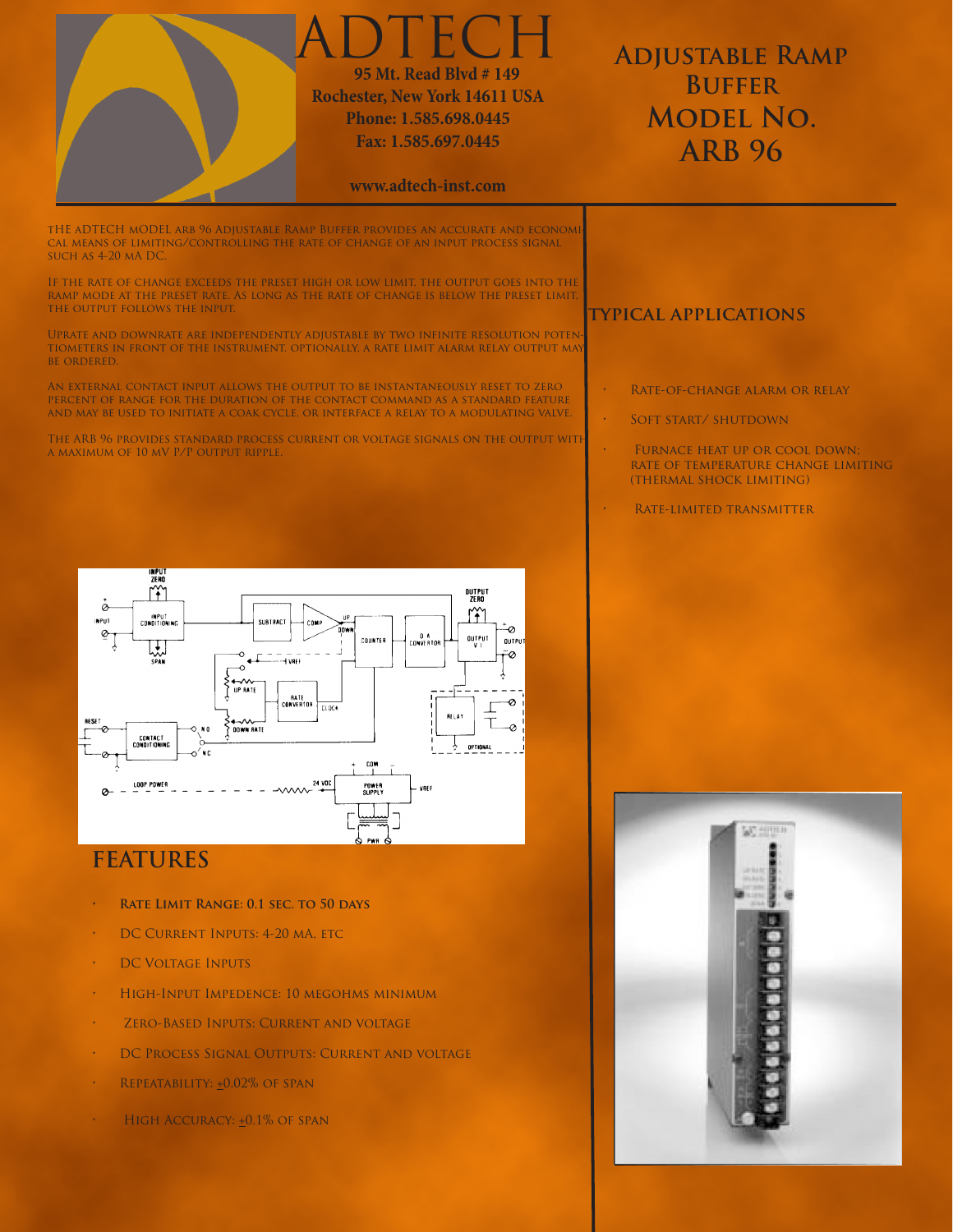# ADTECH

**95 Mt. Read Blvd # 149**
**Rochester, New York 14611 USA**
**Phone: 1.585.698.0445**
**Fax: 1.585.697.0445**

**www.adtech-inst.com**

# Adjustable Ramp Buffer Model No. ARB 96

The ADTECH model ARB 96 Adjustable Ramp Buffer provides an accurate and economical means of limiting/controlling the rate of change of an input process signal such as 4-20 mA DC.

If the rate of change exceeds the preset high or low limit, the output goes into the ramp mode at the preset rate. As long as the rate of change is below the preset limit, the output follows the input.

Uprate and downrate are independently adjustable by two infinite resolution potentiometers in front of the instrument. Optionally, a rate limit alarm relay output may be ordered.

An external contact input allows the output to be instantaneously reset to zero percent of range for the duration of the contact command as a standard feature and may be used to initiate a coak cycle, or interface a relay to a modulating valve.

The ARB 96 provides standard process current or voltage signals on the output with a maximum of 10 mV p/p output ripple.

## Typical Applications

- Rate-of-change alarm or relay
- Soft start/ shutdown
- Furnace heat up or cool down; rate of temperature change limiting (thermal shock limiting)
- Rate-limited transmitter

## Features

- **Rate Limit Range: 0.1 sec. to 50 days**
- DC Current Inputs: 4-20 mA, etc
- DC Voltage Inputs
- High-Input Impedence: 10 megohms minimum
- Zero-Based Inputs: Current and voltage
- DC Process Signal Outputs: Current and voltage
- Repeatability: ±0.02% of span
- High Accuracy: ±0.1% of span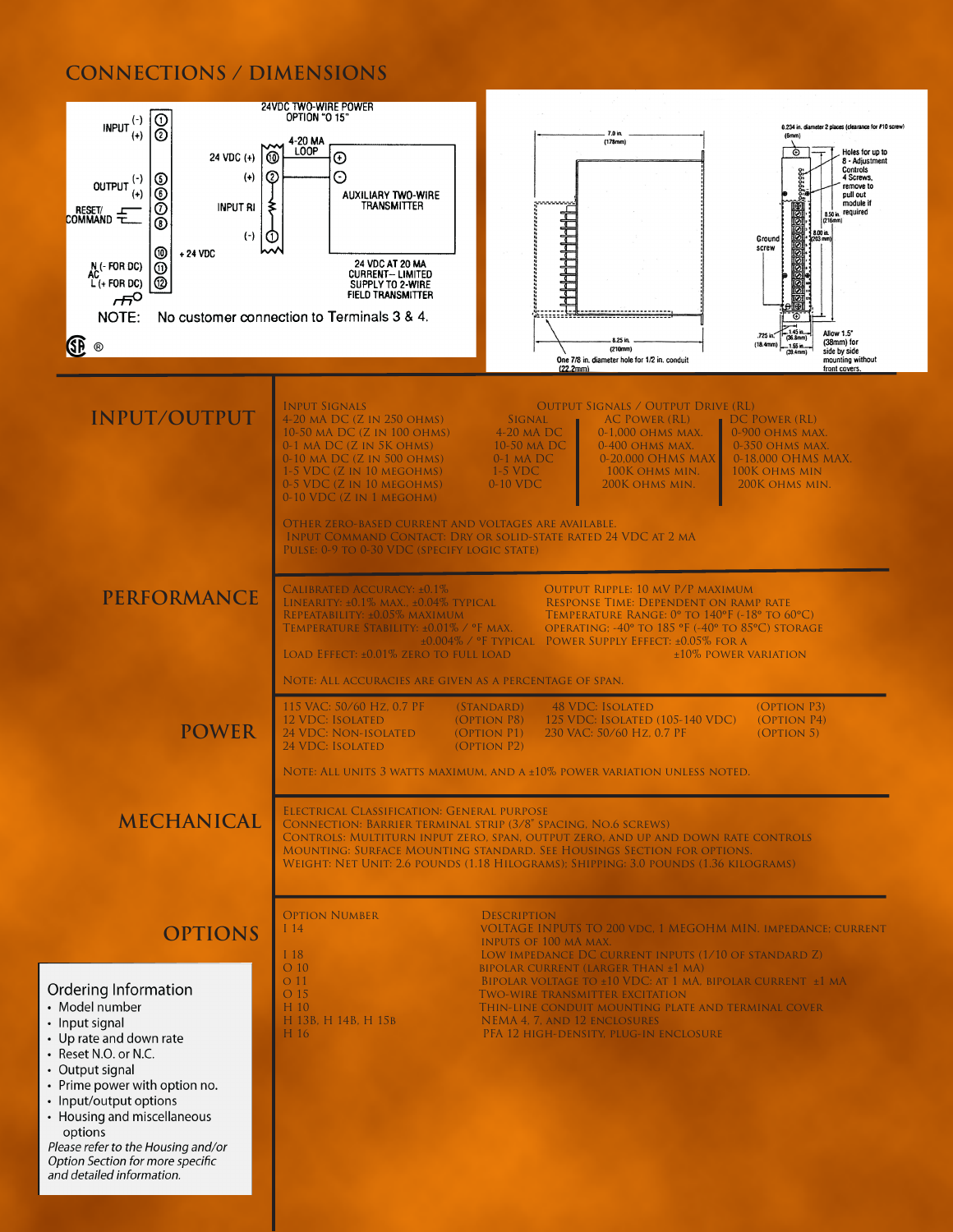# CONNECTIONS / DIMENSIONS

INPUT (-) 1
(+) 2

OUTPUT (-) 5
(+) 6

RESET/ COMMAND 7, 8

AC N (- FOR DC) 11
L (+ FOR DC) 12

24VDC TWO-WIRE POWER OPTION "O 15"

24 VDC (+) 10
(+) 2
INPUT RI
(-) 1

4-20 MA LOOP

AUXILIARY TWO-WIRE TRANSMITTER

+ 24 VDC

24 VDC AT 20 MA CURRENT-- LIMITED SUPPLY TO 2-WIRE FIELD TRANSMITTER

NOTE: No customer connection to Terminals 3 & 4.

7.0 in. (178mm)

8.25 in. (210mm)

One 7/8 in. diameter hole for 1/2 in. conduit (22.2mm)

0.234 in. diameter 2 places (clearance for #10 screw) (6mm)

Holes for up to 8 - Adjustment Controls

4 Screws, remove to pull out module if required

8.50 in. (216mm)

8.00 in. (203 mm)

Ground screw

.725 in. (18.4mm)

1.45 in. (36.8mm)

1.55 in. (39.4mm)

Allow 1.5" (38mm) for side by side mounting without front covers.

## INPUT/OUTPUT

| Input Signals | Output Signals / Output Drive (RL) | | |
|---|---|---|---|
| | Signal | AC Power (RL) | DC Power (RL) |
| 4-20 mA DC (Z in 250 ohms) | 4-20 mA DC | 0-1,000 ohms max. | 0-900 ohms max. |
| 10-50 mA DC (Z in 100 ohms) | 10-50 mA DC | 0-400 ohms max. | 0-350 ohms max. |
| 0-1 mA DC (Z in 5K ohms) | 0-1 mA DC | 0-20,000 ohms max | 0-18,000 ohms max. |
| 0-10 mA DC (Z in 500 ohms) | 1-5 VDC | 100K ohms min. | 100K ohms min |
| 1-5 VDC (Z in 10 megohms) | 0-10 VDC | 200K ohms min. | 200K ohms min. |
| 0-5 VDC (Z in 10 megohms) | | | |
| 0-10 VDC (Z in 1 megohm) | | | |

Other zero-based current and voltages are available.
Input Command Contact: Dry or solid-state rated 24 VDC at 2 mA
Pulse: 0-9 to 0-30 VDC (specify logic state)

## PERFORMANCE

Calibrated Accuracy: ±0.1%
Linearity: ±0.1% max., ±0.04% typical
Repeatability: ±0.05% maximum
Temperature Stability: ±0.01% / °F max.
±0.004% / °F typical
Load Effect: ±0.01% zero to full load

Output Ripple: 10 mV p/p maximum
Response Time: Dependent on ramp rate
Temperature Range: 0° to 140°F (-18° to 60°C)
operating; -40° to 185 °F (-40° to 85°C) storage
Power Supply Effect: ±0.05% for a ±10% power variation

Note: All accuracies are given as a percentage of span.

## POWER

| | | | |
|---|---|---|---|
| 115 VAC: 50/60 Hz, 0.7 PF | (Standard) | 48 VDC: Isolated | (Option P3) |
| 12 VDC: Isolated | (Option P8) | 125 VDC: Isolated (105-140 VDC) | (Option P4) |
| 24 VDC: Non-isolated | (Option P1) | 230 VAC: 50/60 Hz, 0.7 PF | (Option 5) |
| 24 VDC: Isolated | (Option P2) | | |

Note: All units 3 watts maximum, and a ±10% power variation unless noted.

## MECHANICAL

Electrical Classification: General purpose
Connection: Barrier terminal strip (3/8" spacing, No.6 screws)
Controls: Multiturn input zero, span, output zero, and up and down rate controls
Mounting: Surface mounting standard. See Housings section for options.
Weight: Net Unit: 2.6 pounds (1.18 kilograms); Shipping: 3.0 pounds (1.36 kilograms)

## OPTIONS

| Option Number | Description |
|---|---|
| I 14 | Voltage inputs to 200 VDC, 1 megohm min. impedance; current inputs of 100 mA max. |
| I 18 | Low impedance DC current inputs (1/10 of standard Z) |
| O 10 | Bipolar current (larger than ±1 mA) |
| O 11 | Bipolar voltage to ±10 VDC: at 1 mA, bipolar current ±1 mA |
| O 15 | Two-wire transmitter excitation |
| H 10 | Thin-line conduit mounting plate and terminal cover |
| H 13B, H 14B, H 15B | NEMA 4, 7, and 12 enclosures |
| H 16 | PFA 12 high-density, plug-in enclosure |

### Ordering Information

- Model number
- Input signal
- Up rate and down rate
- Reset N.O. or N.C.
- Output signal
- Prime power with option no.
- Input/output options
- Housing and miscellaneous options

*Please refer to the Housing and/or Option Section for more specific and detailed information.*